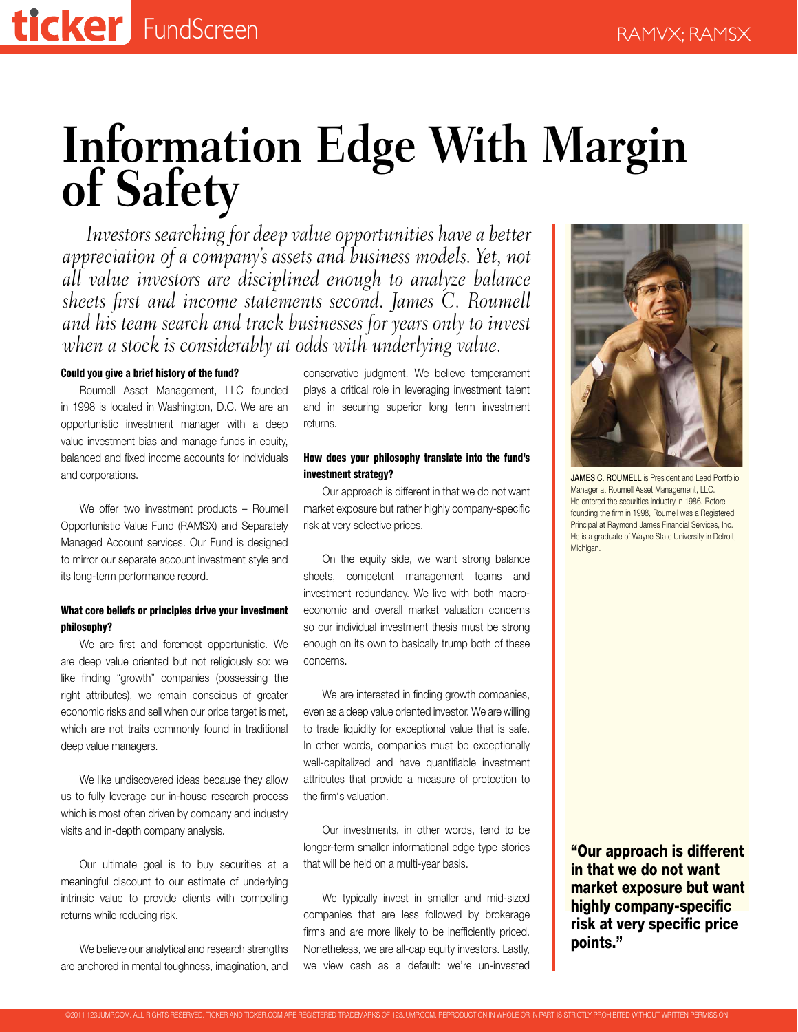# Information Edge With Margin of Safety

*Investors searching for deep value opportunities have a better appreciation of a company's assets and business models. Yet, not all value investors are disciplined enough to analyze balance sheets first and income statements second. James C. Roumell and his team search and track businesses for years only to invest when a stock is considerably at odds with underlying value.*

**Could you give a brief history of the fund?**

Roumell Asset Management, LLC founded in 1998 is located in Washington, D.C. We are an opportunistic investment manager with a deep value investment bias and manage funds in equity, balanced and fixed income accounts for individuals and corporations.

We offer two investment products – Roumell Opportunistic Value Fund (RAMSX) and Separately Managed Account services. Our Fund is designed to mirror our separate account investment style and its long-term performance record.

**What core beliefs or principles drive your investment philosophy?**

We are first and foremost opportunistic. We are deep value oriented but not religiously so: we like finding "growth" companies (possessing the right attributes), we remain conscious of greater economic risks and sell when our price target is met, which are not traits commonly found in traditional deep value managers.

We like undiscovered ideas because they allow us to fully leverage our in-house research process which is most often driven by company and industry visits and in-depth company analysis.

Our ultimate goal is to buy securities at a meaningful discount to our estimate of underlying intrinsic value to provide clients with compelling returns while reducing risk.

We believe our analytical and research strengths are anchored in mental toughness, imagination, and conservative judgment. We believe temperament plays a critical role in leveraging investment talent and in securing superior long term investment returns.

**How does your philosophy translate into the fund's investment strategy?**

Our approach is different in that we do not want market exposure but rather highly company-specific risk at very selective prices.

On the equity side, we want strong balance sheets, competent management teams and investment redundancy. We live with both macro-economic and overall market valuation concerns so our individual investment thesis must be strong enough on its own to basically trump both of these concerns.

We are interested in finding growth companies, even as a deep value oriented investor. We are willing to trade liquidity for exceptional value that is safe. In other words, companies must be exceptionally well-capitalized and have quantifiable investment attributes that provide a measure of protection to the firm's valuation.

Our investments, in other words, tend to be longer-term smaller informational edge type stories that will be held on a multi-year basis.

We typically invest in smaller and mid-sized companies that are less followed by brokerage firms and are more likely to be inefficiently priced. Nonetheless, we are all-cap equity investors. Lastly, we view cash as a default: we're un-invested

**JAMES C. ROUMELL** is President and Lead Portfolio Manager at Roumell Asset Management, LLC. He entered the securities industry in 1986. Before founding the firm in 1998, Roumell was a Registered Principal at Raymond James Financial Services, Inc. He is a graduate of Wayne State University in Detroit, Michigan.

**"Our approach is different in that we do not want market exposure but want highly company-specific risk at very specific price points."**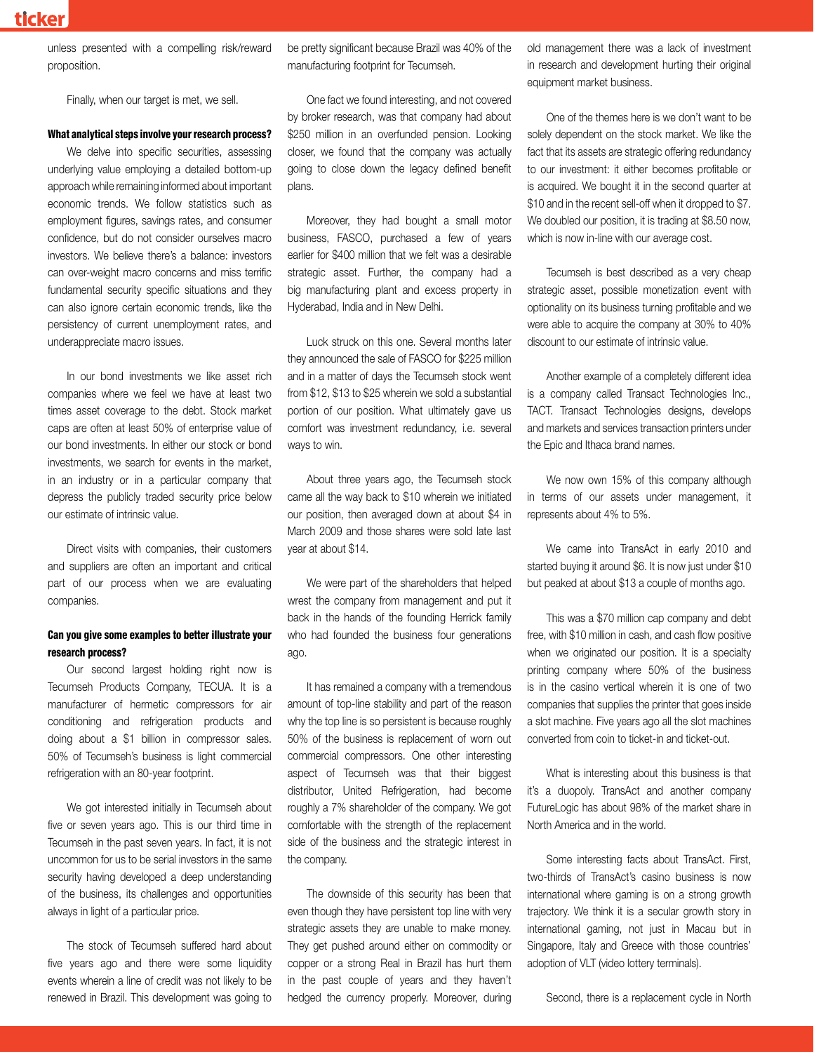unless presented with a compelling risk/reward proposition.

Finally, when our target is met, we sell.

**What analytical steps involve your research process?**

We delve into specific securities, assessing underlying value employing a detailed bottom-up approach while remaining informed about important economic trends. We follow statistics such as employment figures, savings rates, and consumer confidence, but do not consider ourselves macro investors. We believe there's a balance: investors can over-weight macro concerns and miss terrific fundamental security specific situations and they can also ignore certain economic trends, like the persistency of current unemployment rates, and underappreciate macro issues.

In our bond investments we like asset rich companies where we feel we have at least two times asset coverage to the debt. Stock market caps are often at least 50% of enterprise value of our bond investments. In either our stock or bond investments, we search for events in the market, in an industry or in a particular company that depress the publicly traded security price below our estimate of intrinsic value.

Direct visits with companies, their customers and suppliers are often an important and critical part of our process when we are evaluating companies.

**Can you give some examples to better illustrate your research process?**

Our second largest holding right now is Tecumseh Products Company, TECUA. It is a manufacturer of hermetic compressors for air conditioning and refrigeration products and doing about a $1 billion in compressor sales. 50% of Tecumseh's business is light commercial refrigeration with an 80-year footprint.

We got interested initially in Tecumseh about five or seven years ago. This is our third time in Tecumseh in the past seven years. In fact, it is not uncommon for us to be serial investors in the same security having developed a deep understanding of the business, its challenges and opportunities always in light of a particular price.

The stock of Tecumseh suffered hard about five years ago and there were some liquidity events wherein a line of credit was not likely to be renewed in Brazil. This development was going to be pretty significant because Brazil was 40% of the manufacturing footprint for Tecumseh.

One fact we found interesting, and not covered by broker research, was that company had about $250 million in an overfunded pension. Looking closer, we found that the company was actually going to close down the legacy defined benefit plans.

Moreover, they had bought a small motor business, FASCO, purchased a few of years earlier for $400 million that we felt was a desirable strategic asset. Further, the company had a big manufacturing plant and excess property in Hyderabad, India and in New Delhi.

Luck struck on this one. Several months later they announced the sale of FASCO for $225 million and in a matter of days the Tecumseh stock went from $12, $13 to $25 wherein we sold a substantial portion of our position. What ultimately gave us comfort was investment redundancy, i.e. several ways to win.

About three years ago, the Tecumseh stock came all the way back to $10 wherein we initiated our position, then averaged down at about $4 in March 2009 and those shares were sold late last year at about $14.

We were part of the shareholders that helped wrest the company from management and put it back in the hands of the founding Herrick family who had founded the business four generations ago.

It has remained a company with a tremendous amount of top-line stability and part of the reason why the top line is so persistent is because roughly 50% of the business is replacement of worn out commercial compressors. One other interesting aspect of Tecumseh was that their biggest distributor, United Refrigeration, had become roughly a 7% shareholder of the company. We got comfortable with the strength of the replacement side of the business and the strategic interest in the company.

The downside of this security has been that even though they have persistent top line with very strategic assets they are unable to make money. They get pushed around either on commodity or copper or a strong Real in Brazil has hurt them in the past couple of years and they haven't hedged the currency properly. Moreover, during old management there was a lack of investment in research and development hurting their original equipment market business.

One of the themes here is we don't want to be solely dependent on the stock market. We like the fact that its assets are strategic offering redundancy to our investment: it either becomes profitable or is acquired. We bought it in the second quarter at $10 and in the recent sell-off when it dropped to $7. We doubled our position, it is trading at $8.50 now, which is now in-line with our average cost.

Tecumseh is best described as a very cheap strategic asset, possible monetization event with optionality on its business turning profitable and we were able to acquire the company at 30% to 40% discount to our estimate of intrinsic value.

Another example of a completely different idea is a company called Transact Technologies Inc., TACT. Transact Technologies designs, develops and markets and services transaction printers under the Epic and Ithaca brand names.

We now own 15% of this company although in terms of our assets under management, it represents about 4% to 5%.

We came into TransAct in early 2010 and started buying it around $6. It is now just under $10 but peaked at about $13 a couple of months ago.

This was a $70 million cap company and debt free, with $10 million in cash, and cash flow positive when we originated our position. It is a specialty printing company where 50% of the business is in the casino vertical wherein it is one of two companies that supplies the printer that goes inside a slot machine. Five years ago all the slot machines converted from coin to ticket-in and ticket-out.

What is interesting about this business is that it's a duopoly. TransAct and another company FutureLogic has about 98% of the market share in North America and in the world.

Some interesting facts about TransAct. First, two-thirds of TransAct's casino business is now international where gaming is on a strong growth trajectory. We think it is a secular growth story in international gaming, not just in Macau but in Singapore, Italy and Greece with those countries' adoption of VLT (video lottery terminals).

Second, there is a replacement cycle in North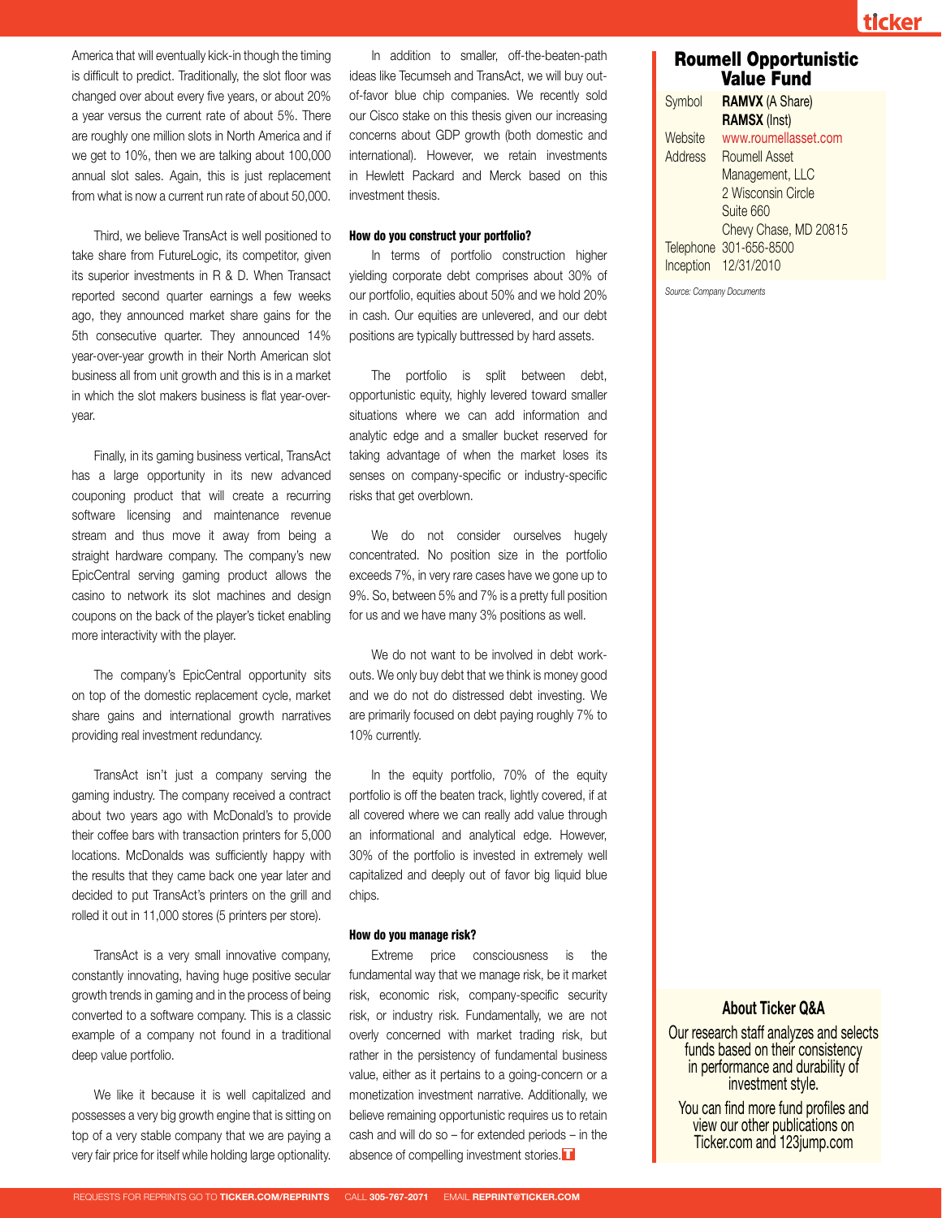America that will eventually kick-in though the timing is difficult to predict. Traditionally, the slot floor was changed over about every five years, or about 20% a year versus the current rate of about 5%. There are roughly one million slots in North America and if we get to 10%, then we are talking about 100,000 annual slot sales. Again, this is just replacement from what is now a current run rate of about 50,000.

Third, we believe TransAct is well positioned to take share from FutureLogic, its competitor, given its superior investments in R & D. When Transact reported second quarter earnings a few weeks ago, they announced market share gains for the 5th consecutive quarter. They announced 14% year-over-year growth in their North American slot business all from unit growth and this is in a market in which the slot makers business is flat year-over-year.

Finally, in its gaming business vertical, TransAct has a large opportunity in its new advanced couponing product that will create a recurring software licensing and maintenance revenue stream and thus move it away from being a straight hardware company. The company's new EpicCentral serving gaming product allows the casino to network its slot machines and design coupons on the back of the player's ticket enabling more interactivity with the player.

The company's EpicCentral opportunity sits on top of the domestic replacement cycle, market share gains and international growth narratives providing real investment redundancy.

TransAct isn't just a company serving the gaming industry. The company received a contract about two years ago with McDonald's to provide their coffee bars with transaction printers for 5,000 locations. McDonalds was sufficiently happy with the results that they came back one year later and decided to put TransAct's printers on the grill and rolled it out in 11,000 stores (5 printers per store).

TransAct is a very small innovative company, constantly innovating, having huge positive secular growth trends in gaming and in the process of being converted to a software company. This is a classic example of a company not found in a traditional deep value portfolio.

We like it because it is well capitalized and possesses a very big growth engine that is sitting on top of a very stable company that we are paying a very fair price for itself while holding large optionality.

In addition to smaller, off-the-beaten-path ideas like Tecumseh and TransAct, we will buy out-of-favor blue chip companies. We recently sold our Cisco stake on this thesis given our increasing concerns about GDP growth (both domestic and international). However, we retain investments in Hewlett Packard and Merck based on this investment thesis.

### How do you construct your portfolio?

In terms of portfolio construction higher yielding corporate debt comprises about 30% of our portfolio, equities about 50% and we hold 20% in cash. Our equities are unlevered, and our debt positions are typically buttressed by hard assets.

The portfolio is split between debt, opportunistic equity, highly levered toward smaller situations where we can add information and analytic edge and a smaller bucket reserved for taking advantage of when the market loses its senses on company-specific or industry-specific risks that get overblown.

We do not consider ourselves hugely concentrated. No position size in the portfolio exceeds 7%, in very rare cases have we gone up to 9%. So, between 5% and 7% is a pretty full position for us and we have many 3% positions as well.

We do not want to be involved in debt work-outs. We only buy debt that we think is money good and we do not do distressed debt investing. We are primarily focused on debt paying roughly 7% to 10% currently.

In the equity portfolio, 70% of the equity portfolio is off the beaten track, lightly covered, if at all covered where we can really add value through an informational and analytical edge. However, 30% of the portfolio is invested in extremely well capitalized and deeply out of favor big liquid blue chips.

### How do you manage risk?

Extreme price consciousness is the fundamental way that we manage risk, be it market risk, economic risk, company-specific security risk, or industry risk. Fundamentally, we are not overly concerned with market trading risk, but rather in the persistency of fundamental business value, either as it pertains to a going-concern or a monetization investment narrative. Additionally, we believe remaining opportunistic requires us to retain cash and will do so – for extended periods – in the absence of compelling investment stories.

## Roumell Opportunistic Value Fund

| | |
|---|---|
| Symbol | **RAMVX** (A Share) **RAMSX** (Inst) |
| Website | www.roumellasset.com |
| Address | Roumell Asset Management, LLC 2 Wisconsin Circle Suite 660 Chevy Chase, MD 20815 |
| Telephone | 301-656-8500 |
| Inception | 12/31/2010 |

*Source: Company Documents*

### About Ticker Q&A

Our research staff analyzes and selects funds based on their consistency in performance and durability of investment style.

You can find more fund profiles and view our other publications on Ticker.com and 123jump.com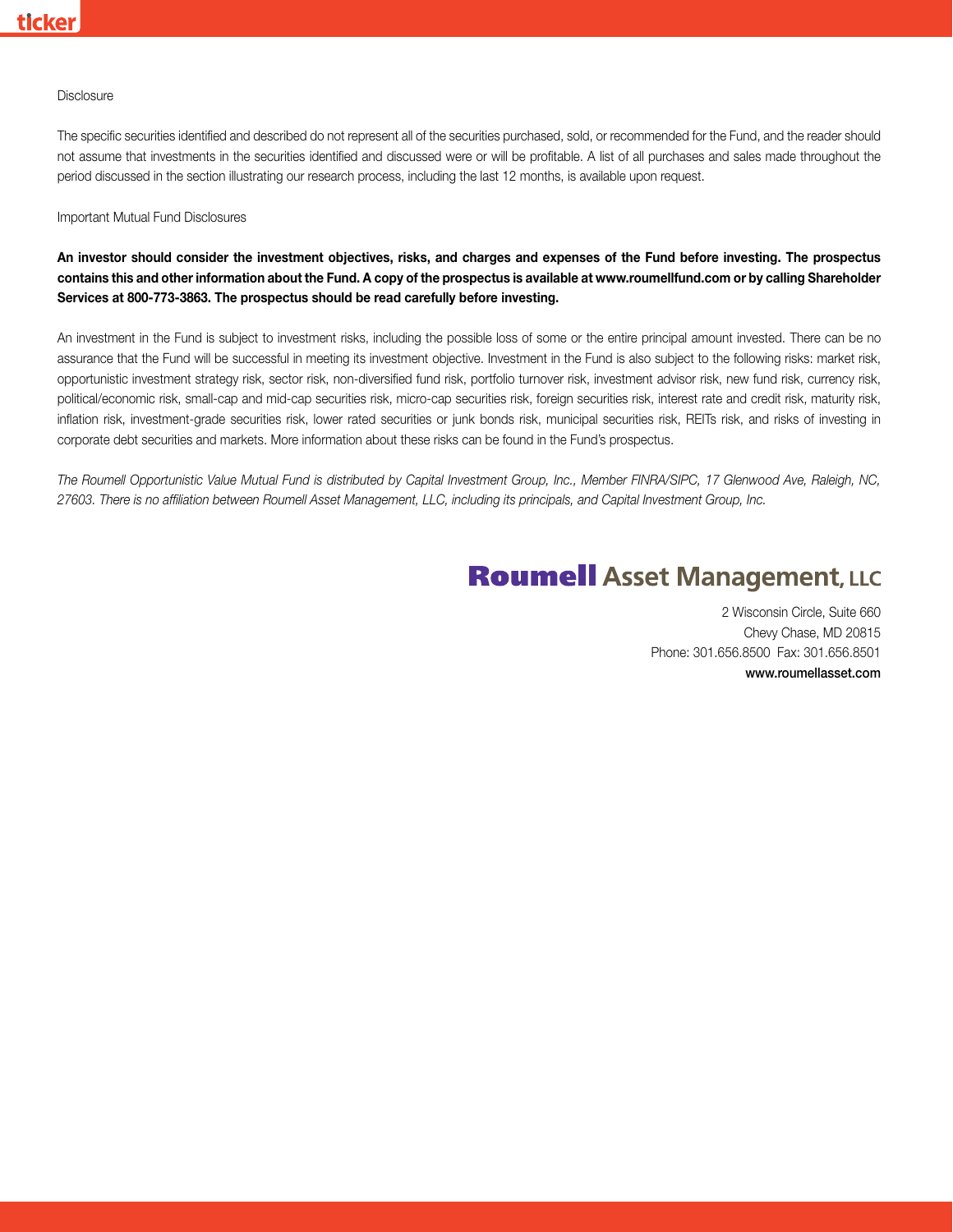Disclosure

The specific securities identified and described do not represent all of the securities purchased, sold, or recommended for the Fund, and the reader should not assume that investments in the securities identified and discussed were or will be profitable. A list of all purchases and sales made throughout the period discussed in the section illustrating our research process, including the last 12 months, is available upon request.

Important Mutual Fund Disclosures

**An investor should consider the investment objectives, risks, and charges and expenses of the Fund before investing. The prospectus contains this and other information about the Fund. A copy of the prospectus is available at www.roumellfund.com or by calling Shareholder Services at 800-773-3863. The prospectus should be read carefully before investing.**

An investment in the Fund is subject to investment risks, including the possible loss of some or the entire principal amount invested. There can be no assurance that the Fund will be successful in meeting its investment objective. Investment in the Fund is also subject to the following risks: market risk, opportunistic investment strategy risk, sector risk, non-diversified fund risk, portfolio turnover risk, investment advisor risk, new fund risk, currency risk, political/economic risk, small-cap and mid-cap securities risk, micro-cap securities risk, foreign securities risk, interest rate and credit risk, maturity risk, inflation risk, investment-grade securities risk, lower rated securities or junk bonds risk, municipal securities risk, REITs risk, and risks of investing in corporate debt securities and markets. More information about these risks can be found in the Fund's prospectus.

*The Roumell Opportunistic Value Mutual Fund is distributed by Capital Investment Group, Inc., Member FINRA/SIPC, 17 Glenwood Ave, Raleigh, NC, 27603. There is no affiliation between Roumell Asset Management, LLC, including its principals, and Capital Investment Group, Inc.*

**Roumell Asset Management, LLC**

2 Wisconsin Circle, Suite 660
Chevy Chase, MD 20815
Phone: 301.656.8500 Fax: 301.656.8501
**www.roumellasset.com**